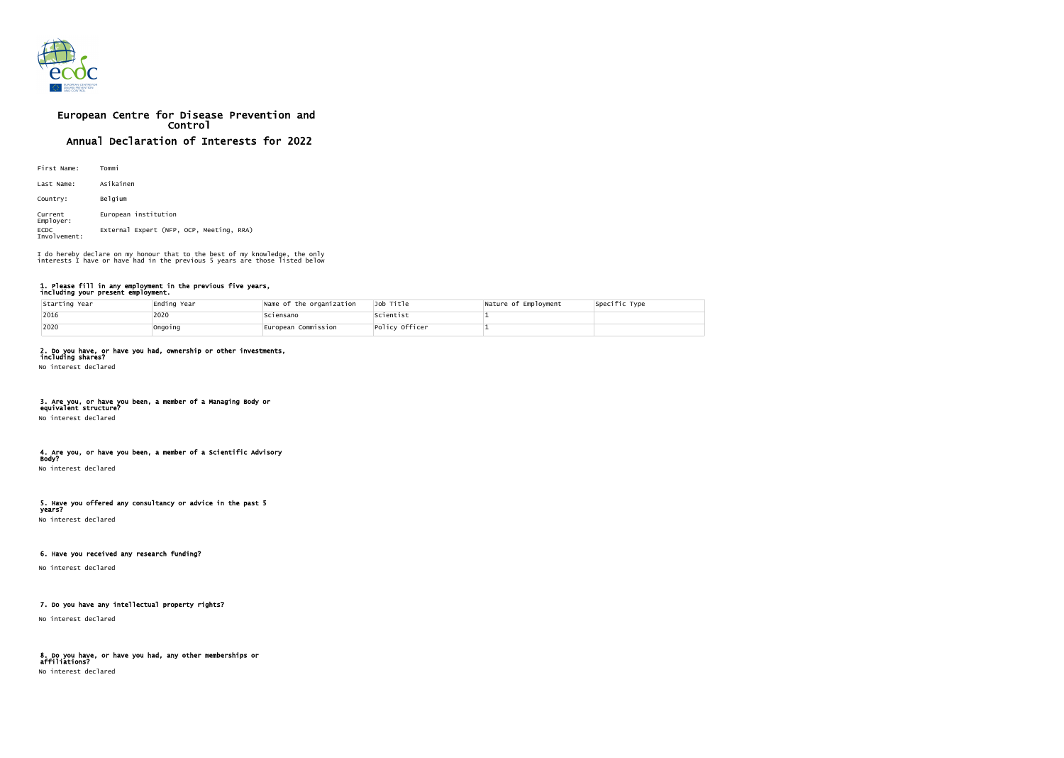# European Centre for Disease Prevention and Control

## Annual Declaration of Interests for 2022

First Name: Tommi

Last Name: Asikainen

Country: Belgium

Current Employer: European institution

ECDC Involvement: External Expert (NFP, OCP, Meeting, RRA)

I do hereby declare on my honour that to the best of my knowledge, the only interests I have or have had in the previous 5 years are those listed below

### 1. Please fill in any employment in the previous five years, including your present employment.

| Starting Year | Ending Year | Name of the organization | Job Title | Nature of Employment | Specific Type |
|---|---|---|---|---|---|
| 2016 | 2020 | Sciensano | Scientist | 1 | |
| 2020 | Ongoing | European Commission | Policy Officer | 1 | |

### 2. Do you have, or have you had, ownership or other investments, including shares?

No interest declared

### 3. Are you, or have you been, a member of a Managing Body or equivalent structure?

No interest declared

### 4. Are you, or have you been, a member of a Scientific Advisory Body?

No interest declared

### 5. Have you offered any consultancy or advice in the past 5 years?

No interest declared

### 6. Have you received any research funding?

No interest declared

### 7. Do you have any intellectual property rights?

No interest declared

### 8. Do you have, or have you had, any other memberships or affiliations?

No interest declared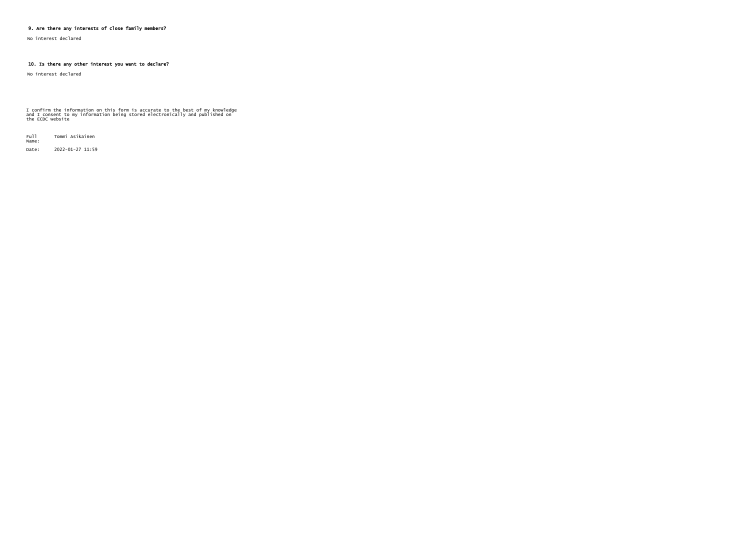### 9. Are there any interests of close family members?

No interest declared

### 10. Is there any other interest you want to declare?

No interest declared

I confirm the information on this form is accurate to the best of my knowledge and I consent to my information being stored electronically and published on the ECDC website

| | |
|---|---|
| Full Name: | Tommi Asikainen |
| Date: | 2022-01-27 11:59 |